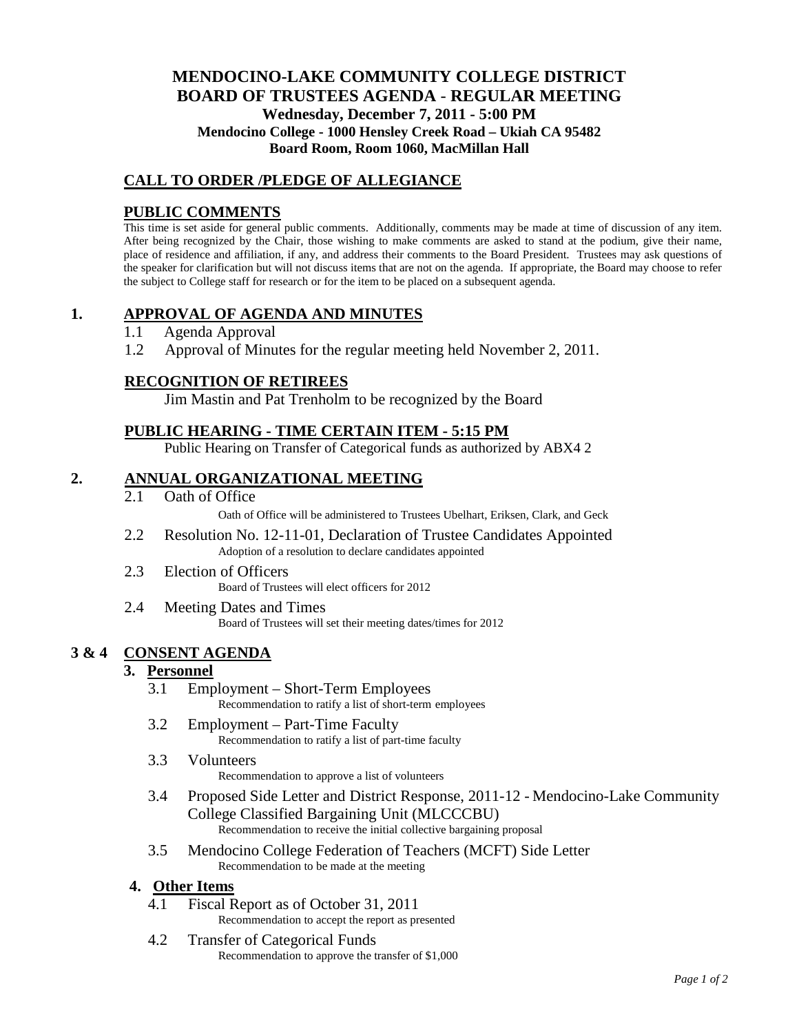# MENDOCINO-LAKE COMMUNITY COLLEGE DISTRICT
# BOARD OF TRUSTEES AGENDA - REGULAR MEETING

**Wednesday, December 7, 2011 - 5:00 PM**
**Mendocino College - 1000 Hensley Creek Road – Ukiah CA 95482**
**Board Room, Room 1060, MacMillan Hall**

## CALL TO ORDER /PLEDGE OF ALLEGIANCE

## PUBLIC COMMENTS

This time is set aside for general public comments. Additionally, comments may be made at time of discussion of any item. After being recognized by the Chair, those wishing to make comments are asked to stand at the podium, give their name, place of residence and affiliation, if any, and address their comments to the Board President. Trustees may ask questions of the speaker for clarification but will not discuss items that are not on the agenda. If appropriate, the Board may choose to refer the subject to College staff for research or for the item to be placed on a subsequent agenda.

## 1. APPROVAL OF AGENDA AND MINUTES

1.1 Agenda Approval

1.2 Approval of Minutes for the regular meeting held November 2, 2011.

## RECOGNITION OF RETIREES

Jim Mastin and Pat Trenholm to be recognized by the Board

## PUBLIC HEARING - TIME CERTAIN ITEM - 5:15 PM

Public Hearing on Transfer of Categorical funds as authorized by ABX4 2

## 2. ANNUAL ORGANIZATIONAL MEETING

2.1 Oath of Office
Oath of Office will be administered to Trustees Ubelhart, Eriksen, Clark, and Geck

2.2 Resolution No. 12-11-01, Declaration of Trustee Candidates Appointed
Adoption of a resolution to declare candidates appointed

2.3 Election of Officers
Board of Trustees will elect officers for 2012

2.4 Meeting Dates and Times
Board of Trustees will set their meeting dates/times for 2012

## 3 & 4 CONSENT AGENDA

### 3. Personnel

3.1 Employment – Short-Term Employees
Recommendation to ratify a list of short-term employees

3.2 Employment – Part-Time Faculty
Recommendation to ratify a list of part-time faculty

3.3 Volunteers
Recommendation to approve a list of volunteers

3.4 Proposed Side Letter and District Response, 2011-12 - Mendocino-Lake Community College Classified Bargaining Unit (MLCCCBU)
Recommendation to receive the initial collective bargaining proposal

3.5 Mendocino College Federation of Teachers (MCFT) Side Letter
Recommendation to be made at the meeting

### 4. Other Items

4.1 Fiscal Report as of October 31, 2011
Recommendation to accept the report as presented

4.2 Transfer of Categorical Funds
Recommendation to approve the transfer of $1,000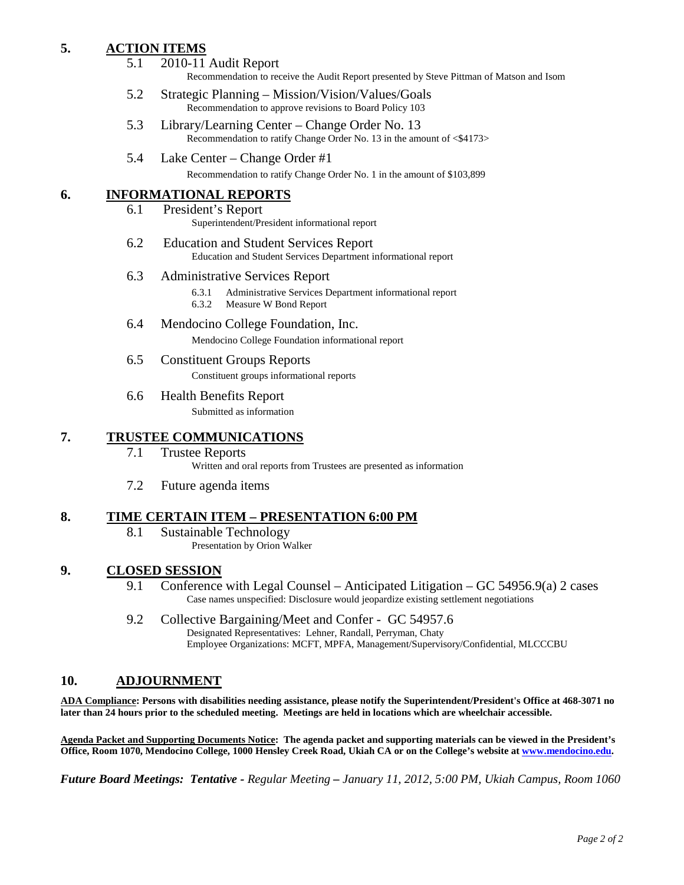## 5. ACTION ITEMS

5.1 2010-11 Audit Report

Recommendation to receive the Audit Report presented by Steve Pittman of Matson and Isom

5.2 Strategic Planning – Mission/Vision/Values/Goals

Recommendation to approve revisions to Board Policy 103

5.3 Library/Learning Center – Change Order No. 13

Recommendation to ratify Change Order No. 13 in the amount of <$4173>

5.4 Lake Center – Change Order #1

Recommendation to ratify Change Order No. 1 in the amount of $103,899

## 6. INFORMATIONAL REPORTS

6.1 President's Report

Superintendent/President informational report

6.2 Education and Student Services Report

Education and Student Services Department informational report

6.3 Administrative Services Report

- 6.3.1 Administrative Services Department informational report
- 6.3.2 Measure W Bond Report

6.4 Mendocino College Foundation, Inc.

Mendocino College Foundation informational report

6.5 Constituent Groups Reports

Constituent groups informational reports

6.6 Health Benefits Report

Submitted as information

## 7. TRUSTEE COMMUNICATIONS

7.1 Trustee Reports

Written and oral reports from Trustees are presented as information

7.2 Future agenda items

## 8. TIME CERTAIN ITEM – PRESENTATION 6:00 PM

8.1 Sustainable Technology

Presentation by Orion Walker

## 9. CLOSED SESSION

9.1 Conference with Legal Counsel – Anticipated Litigation – GC 54956.9(a) 2 cases

Case names unspecified: Disclosure would jeopardize existing settlement negotiations

9.2 Collective Bargaining/Meet and Confer - GC 54957.6

Designated Representatives: Lehner, Randall, Perryman, Chaty
Employee Organizations: MCFT, MPFA, Management/Supervisory/Confidential, MLCCCBU

## 10. ADJOURNMENT

**ADA Compliance: Persons with disabilities needing assistance, please notify the Superintendent/President's Office at 468-3071 no later than 24 hours prior to the scheduled meeting. Meetings are held in locations which are wheelchair accessible.**

**Agenda Packet and Supporting Documents Notice: The agenda packet and supporting materials can be viewed in the President's Office, Room 1070, Mendocino College, 1000 Hensley Creek Road, Ukiah CA or on the College's website at www.mendocino.edu.**

***Future Board Meetings: Tentative*** *- Regular Meeting – January 11, 2012, 5:00 PM, Ukiah Campus, Room 1060*